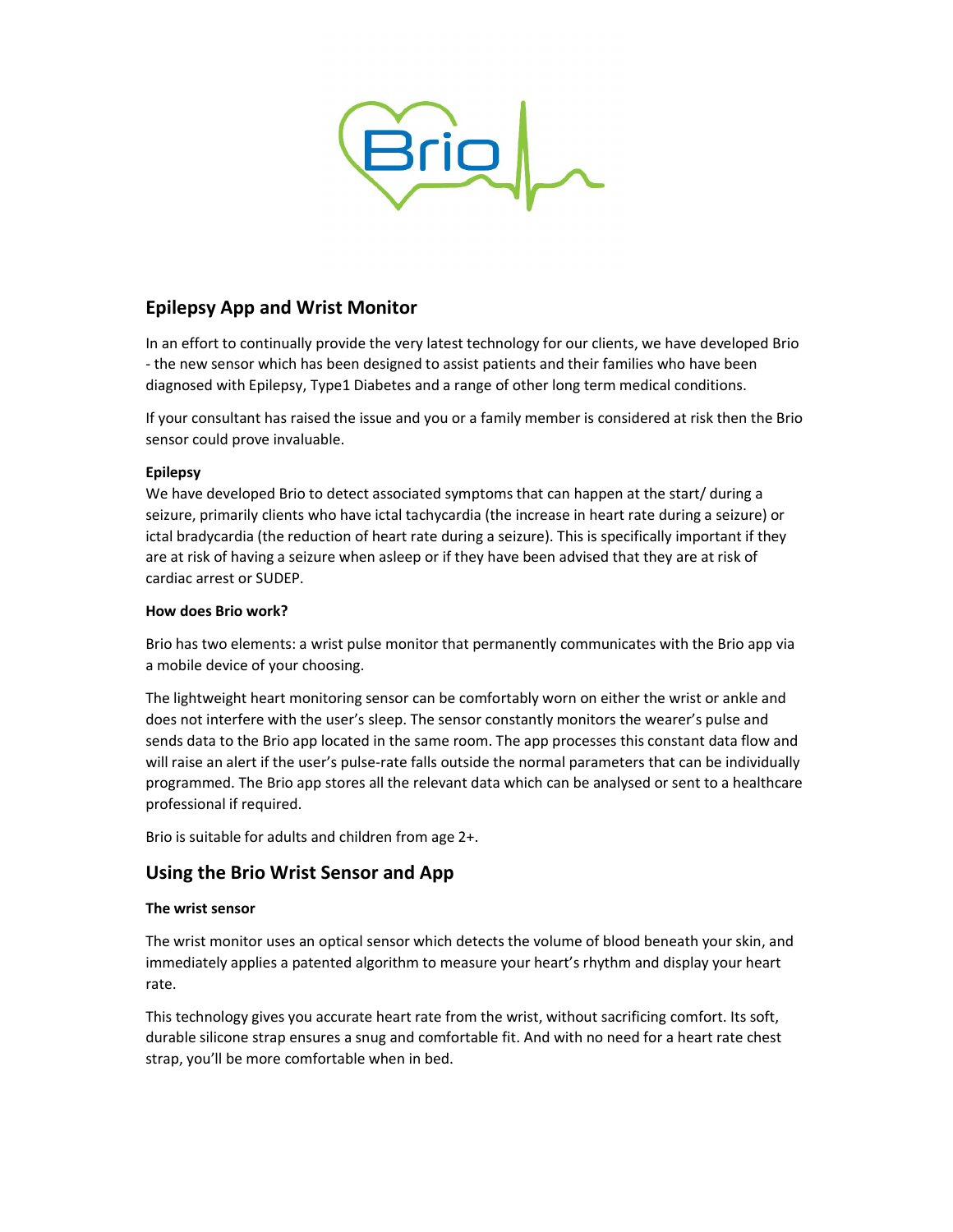## Epilepsy App and Wrist Monitor

In an effort to continually provide the very latest technology for our clients, we have developed Brio - the new sensor which has been designed to assist patients and their families who have been diagnosed with Epilepsy, Type1 Diabetes and a range of other long term medical conditions.

If your consultant has raised the issue and you or a family member is considered at risk then the Brio sensor could prove invaluable.

**Epilepsy**

We have developed Brio to detect associated symptoms that can happen at the start/ during a seizure, primarily clients who have ictal tachycardia (the increase in heart rate during a seizure) or ictal bradycardia (the reduction of heart rate during a seizure). This is specifically important if they are at risk of having a seizure when asleep or if they have been advised that they are at risk of cardiac arrest or SUDEP.

**How does Brio work?**

Brio has two elements: a wrist pulse monitor that permanently communicates with the Brio app via a mobile device of your choosing.

The lightweight heart monitoring sensor can be comfortably worn on either the wrist or ankle and does not interfere with the user's sleep. The sensor constantly monitors the wearer's pulse and sends data to the Brio app located in the same room. The app processes this constant data flow and will raise an alert if the user's pulse-rate falls outside the normal parameters that can be individually programmed. The Brio app stores all the relevant data which can be analysed or sent to a healthcare professional if required.

Brio is suitable for adults and children from age 2+.

## Using the Brio Wrist Sensor and App

**The wrist sensor**

The wrist monitor uses an optical sensor which detects the volume of blood beneath your skin, and immediately applies a patented algorithm to measure your heart's rhythm and display your heart rate.

This technology gives you accurate heart rate from the wrist, without sacrificing comfort. Its soft, durable silicone strap ensures a snug and comfortable fit. And with no need for a heart rate chest strap, you'll be more comfortable when in bed.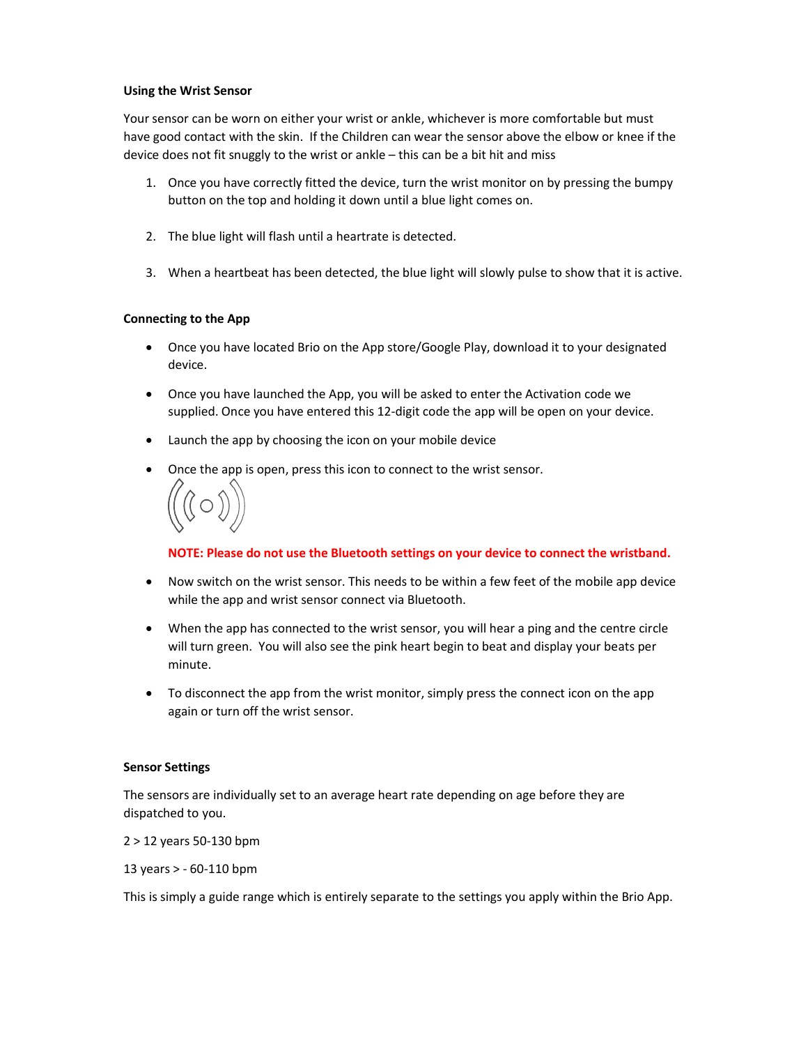**Using the Wrist Sensor**

Your sensor can be worn on either your wrist or ankle, whichever is more comfortable but must have good contact with the skin. If the Children can wear the sensor above the elbow or knee if the device does not fit snuggly to the wrist or ankle – this can be a bit hit and miss

1. Once you have correctly fitted the device, turn the wrist monitor on by pressing the bumpy button on the top and holding it down until a blue light comes on.

2. The blue light will flash until a heartrate is detected.

3. When a heartbeat has been detected, the blue light will slowly pulse to show that it is active.

**Connecting to the App**

- Once you have located Brio on the App store/Google Play, download it to your designated device.
- Once you have launched the App, you will be asked to enter the Activation code we supplied. Once you have entered this 12-digit code the app will be open on your device.
- Launch the app by choosing the icon on your mobile device
- Once the app is open, press this icon to connect to the wrist sensor.

  **NOTE: Please do not use the Bluetooth settings on your device to connect the wristband.**

- Now switch on the wrist sensor. This needs to be within a few feet of the mobile app device while the app and wrist sensor connect via Bluetooth.
- When the app has connected to the wrist sensor, you will hear a ping and the centre circle will turn green. You will also see the pink heart begin to beat and display your beats per minute.
- To disconnect the app from the wrist monitor, simply press the connect icon on the app again or turn off the wrist sensor.

**Sensor Settings**

The sensors are individually set to an average heart rate depending on age before they are dispatched to you.

2 > 12 years 50-130 bpm

13 years > - 60-110 bpm

This is simply a guide range which is entirely separate to the settings you apply within the Brio App.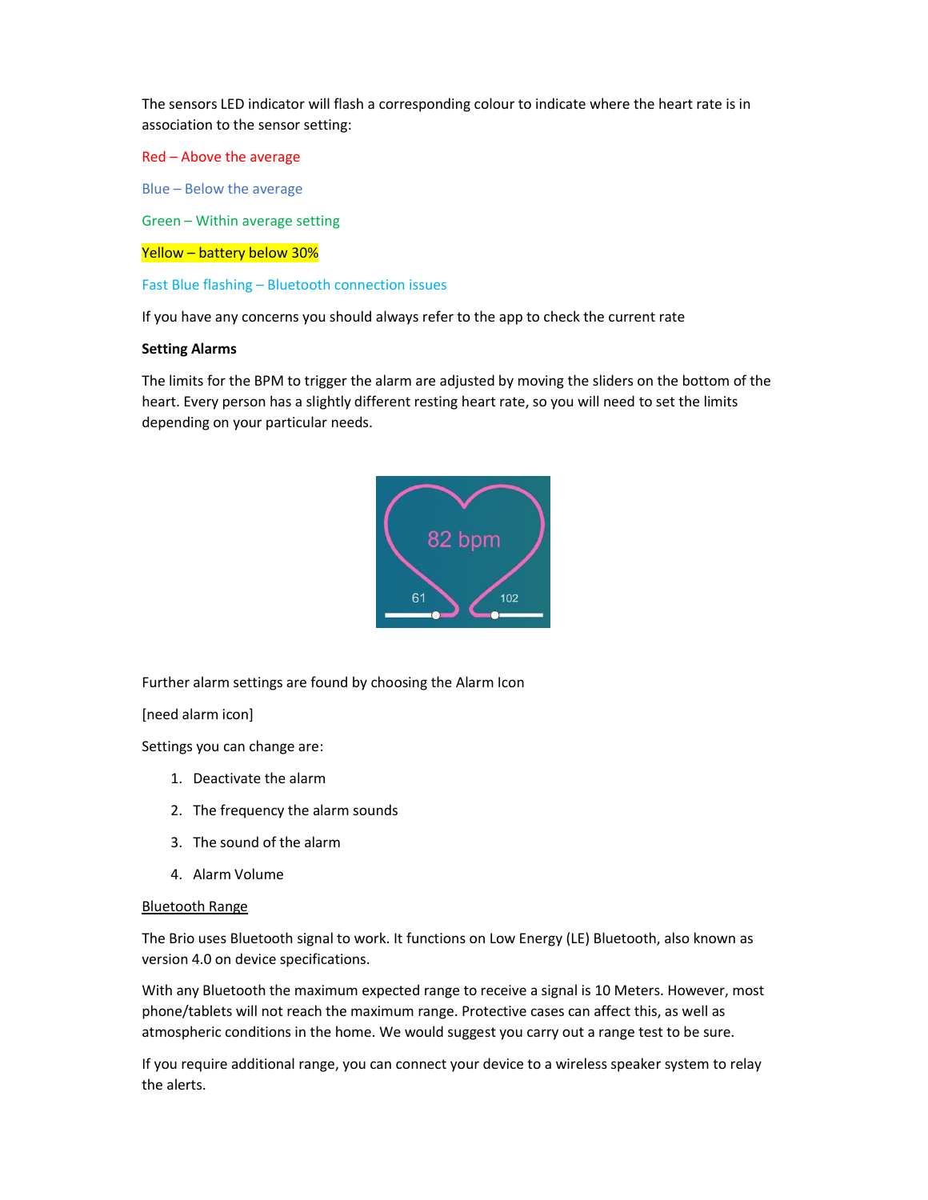The sensors LED indicator will flash a corresponding colour to indicate where the heart rate is in association to the sensor setting:

Red – Above the average

Blue – Below the average

Green – Within average setting

Yellow – battery below 30%

Fast Blue flashing – Bluetooth connection issues

If you have any concerns you should always refer to the app to check the current rate

**Setting Alarms**

The limits for the BPM to trigger the alarm are adjusted by moving the sliders on the bottom of the heart. Every person has a slightly different resting heart rate, so you will need to set the limits depending on your particular needs.

Further alarm settings are found by choosing the Alarm Icon

[need alarm icon]

Settings you can change are:

1. Deactivate the alarm
2. The frequency the alarm sounds
3. The sound of the alarm
4. Alarm Volume

Bluetooth Range

The Brio uses Bluetooth signal to work. It functions on Low Energy (LE) Bluetooth, also known as version 4.0 on device specifications.

With any Bluetooth the maximum expected range to receive a signal is 10 Meters. However, most phone/tablets will not reach the maximum range. Protective cases can affect this, as well as atmospheric conditions in the home. We would suggest you carry out a range test to be sure.

If you require additional range, you can connect your device to a wireless speaker system to relay the alerts.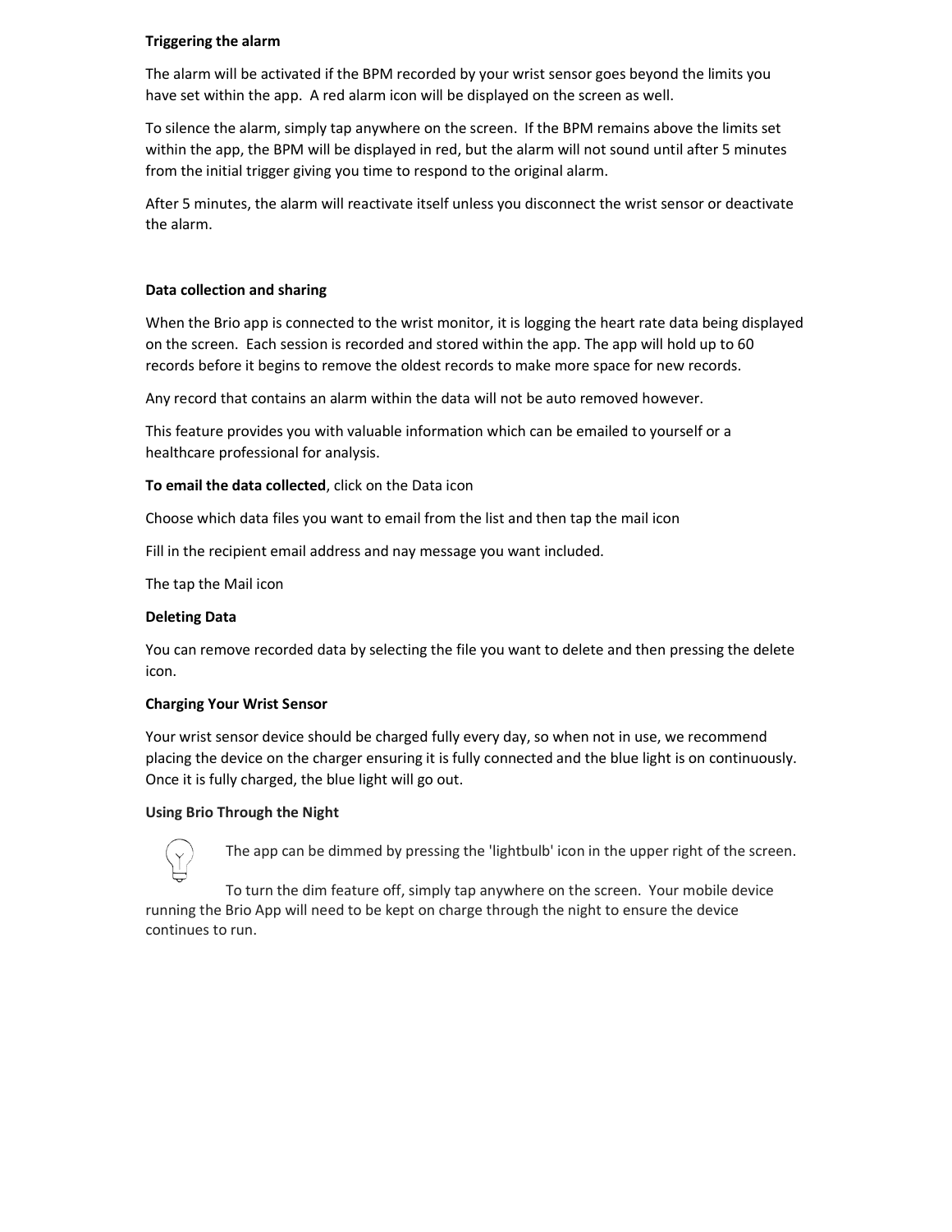**Triggering the alarm**

The alarm will be activated if the BPM recorded by your wrist sensor goes beyond the limits you have set within the app. A red alarm icon will be displayed on the screen as well.

To silence the alarm, simply tap anywhere on the screen. If the BPM remains above the limits set within the app, the BPM will be displayed in red, but the alarm will not sound until after 5 minutes from the initial trigger giving you time to respond to the original alarm.

After 5 minutes, the alarm will reactivate itself unless you disconnect the wrist sensor or deactivate the alarm.

**Data collection and sharing**

When the Brio app is connected to the wrist monitor, it is logging the heart rate data being displayed on the screen. Each session is recorded and stored within the app. The app will hold up to 60 records before it begins to remove the oldest records to make more space for new records.

Any record that contains an alarm within the data will not be auto removed however.

This feature provides you with valuable information which can be emailed to yourself or a healthcare professional for analysis.

**To email the data collected**, click on the Data icon

Choose which data files you want to email from the list and then tap the mail icon

Fill in the recipient email address and nay message you want included.

The tap the Mail icon

**Deleting Data**

You can remove recorded data by selecting the file you want to delete and then pressing the delete icon.

**Charging Your Wrist Sensor**

Your wrist sensor device should be charged fully every day, so when not in use, we recommend placing the device on the charger ensuring it is fully connected and the blue light is on continuously. Once it is fully charged, the blue light will go out.

**Using Brio Through the Night**

The app can be dimmed by pressing the 'lightbulb' icon in the upper right of the screen.

To turn the dim feature off, simply tap anywhere on the screen. Your mobile device running the Brio App will need to be kept on charge through the night to ensure the device continues to run.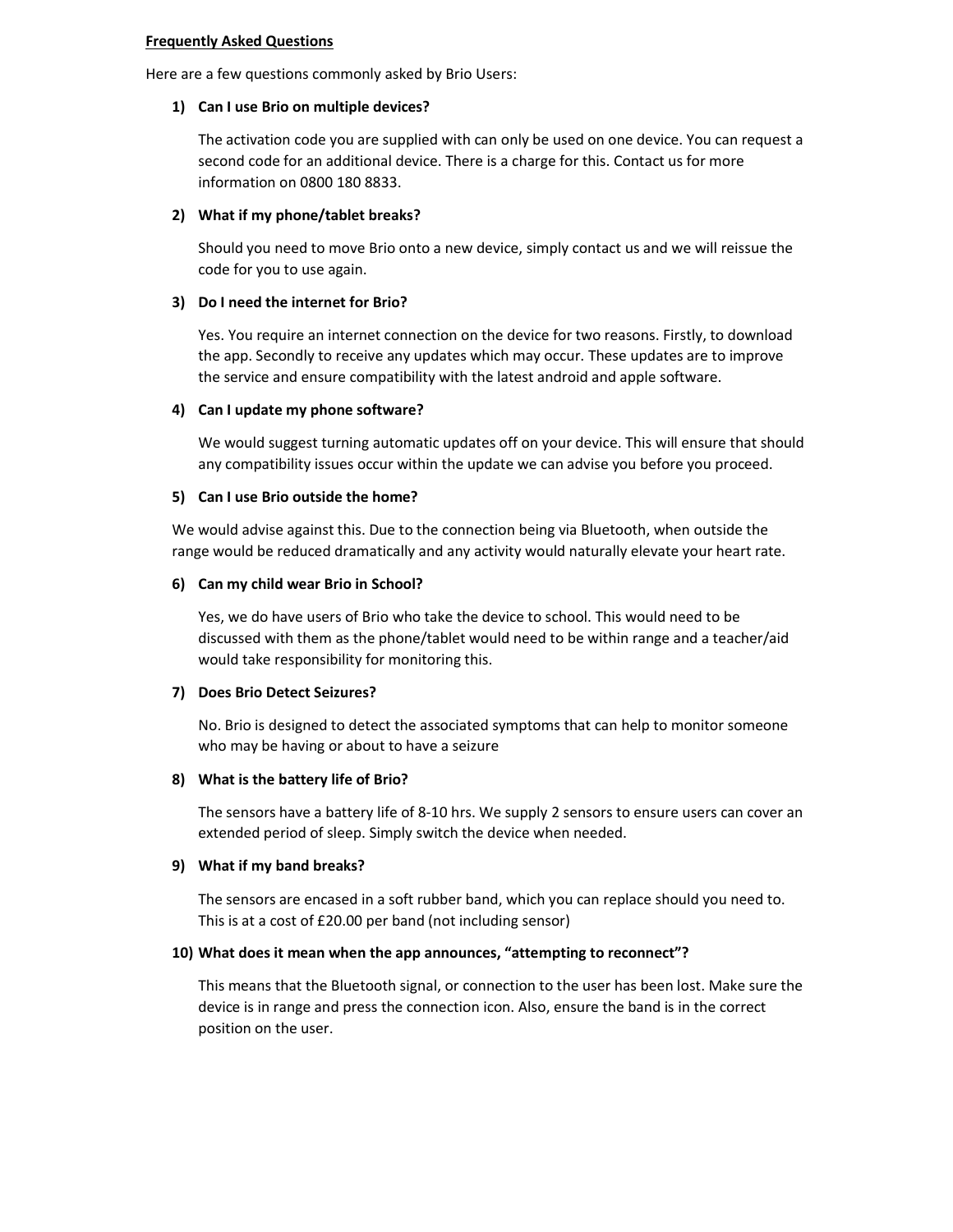**Frequently Asked Questions**

Here are a few questions commonly asked by Brio Users:

1) **Can I use Brio on multiple devices?**

   The activation code you are supplied with can only be used on one device. You can request a second code for an additional device. There is a charge for this. Contact us for more information on 0800 180 8833.

2) **What if my phone/tablet breaks?**

   Should you need to move Brio onto a new device, simply contact us and we will reissue the code for you to use again.

3) **Do I need the internet for Brio?**

   Yes. You require an internet connection on the device for two reasons. Firstly, to download the app. Secondly to receive any updates which may occur. These updates are to improve the service and ensure compatibility with the latest android and apple software.

4) **Can I update my phone software?**

   We would suggest turning automatic updates off on your device. This will ensure that should any compatibility issues occur within the update we can advise you before you proceed.

5) **Can I use Brio outside the home?**

   We would advise against this. Due to the connection being via Bluetooth, when outside the range would be reduced dramatically and any activity would naturally elevate your heart rate.

6) **Can my child wear Brio in School?**

   Yes, we do have users of Brio who take the device to school. This would need to be discussed with them as the phone/tablet would need to be within range and a teacher/aid would take responsibility for monitoring this.

7) **Does Brio Detect Seizures?**

   No. Brio is designed to detect the associated symptoms that can help to monitor someone who may be having or about to have a seizure

8) **What is the battery life of Brio?**

   The sensors have a battery life of 8-10 hrs. We supply 2 sensors to ensure users can cover an extended period of sleep. Simply switch the device when needed.

9) **What if my band breaks?**

   The sensors are encased in a soft rubber band, which you can replace should you need to. This is at a cost of £20.00 per band (not including sensor)

10) **What does it mean when the app announces, "attempting to reconnect"?**

    This means that the Bluetooth signal, or connection to the user has been lost. Make sure the device is in range and press the connection icon. Also, ensure the band is in the correct position on the user.